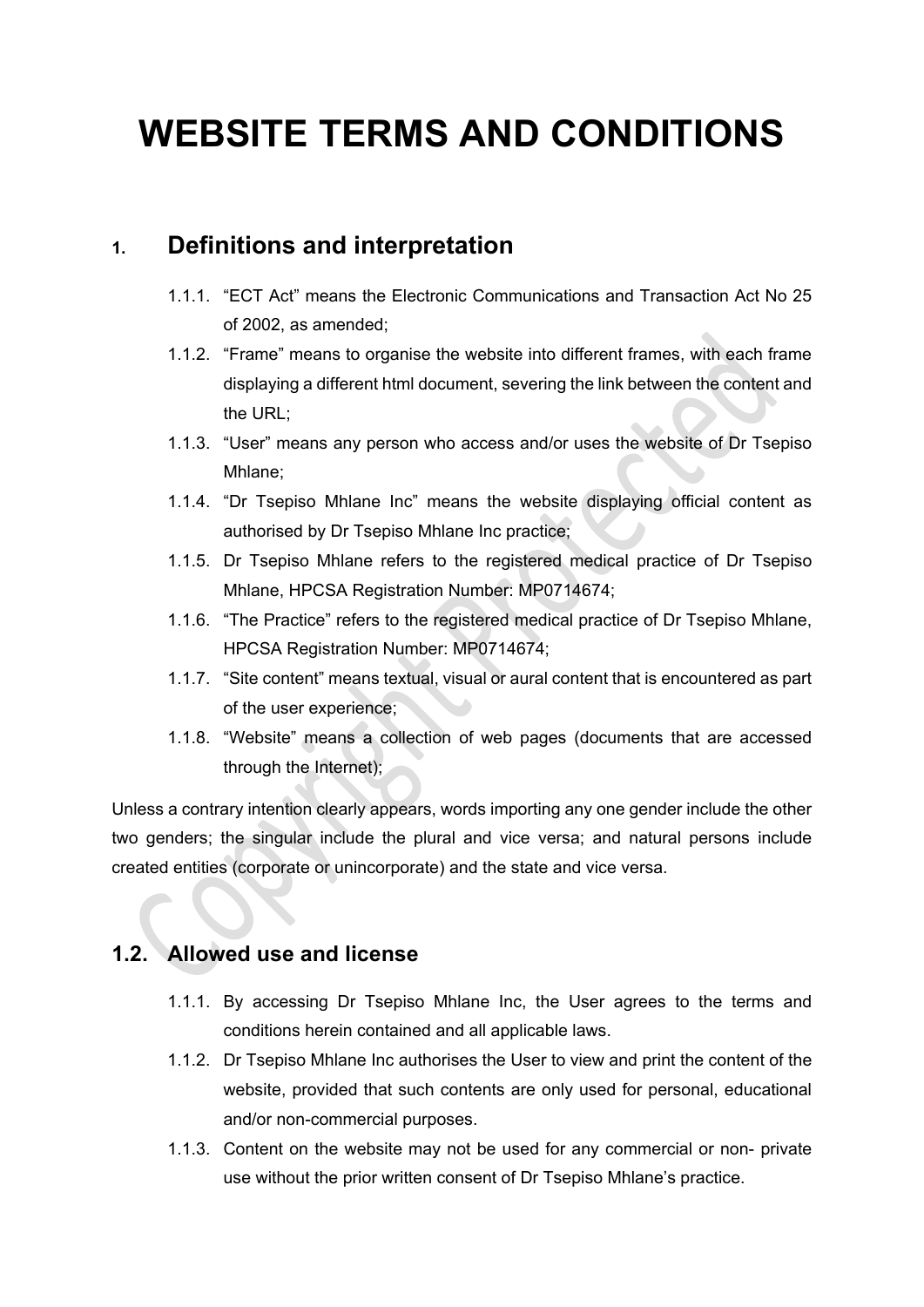# WEBSITE TERMS AND CONDITIONS

## 1. Definitions and interpretation

1.1.1. "ECT Act" means the Electronic Communications and Transaction Act No 25 of 2002, as amended;

1.1.2. "Frame" means to organise the website into different frames, with each frame displaying a different html document, severing the link between the content and the URL;

1.1.3. "User" means any person who access and/or uses the website of Dr Tsepiso Mhlane;

1.1.4. "Dr Tsepiso Mhlane Inc" means the website displaying official content as authorised by Dr Tsepiso Mhlane Inc practice;

1.1.5. Dr Tsepiso Mhlane refers to the registered medical practice of Dr Tsepiso Mhlane, HPCSA Registration Number: MP0714674;

1.1.6. "The Practice" refers to the registered medical practice of Dr Tsepiso Mhlane, HPCSA Registration Number: MP0714674;

1.1.7. "Site content" means textual, visual or aural content that is encountered as part of the user experience;

1.1.8. "Website" means a collection of web pages (documents that are accessed through the Internet);

Unless a contrary intention clearly appears, words importing any one gender include the other two genders; the singular include the plural and vice versa; and natural persons include created entities (corporate or unincorporate) and the state and vice versa.

## 1.2. Allowed use and license

1.1.1. By accessing Dr Tsepiso Mhlane Inc, the User agrees to the terms and conditions herein contained and all applicable laws.

1.1.2. Dr Tsepiso Mhlane Inc authorises the User to view and print the content of the website, provided that such contents are only used for personal, educational and/or non-commercial purposes.

1.1.3. Content on the website may not be used for any commercial or non- private use without the prior written consent of Dr Tsepiso Mhlane's practice.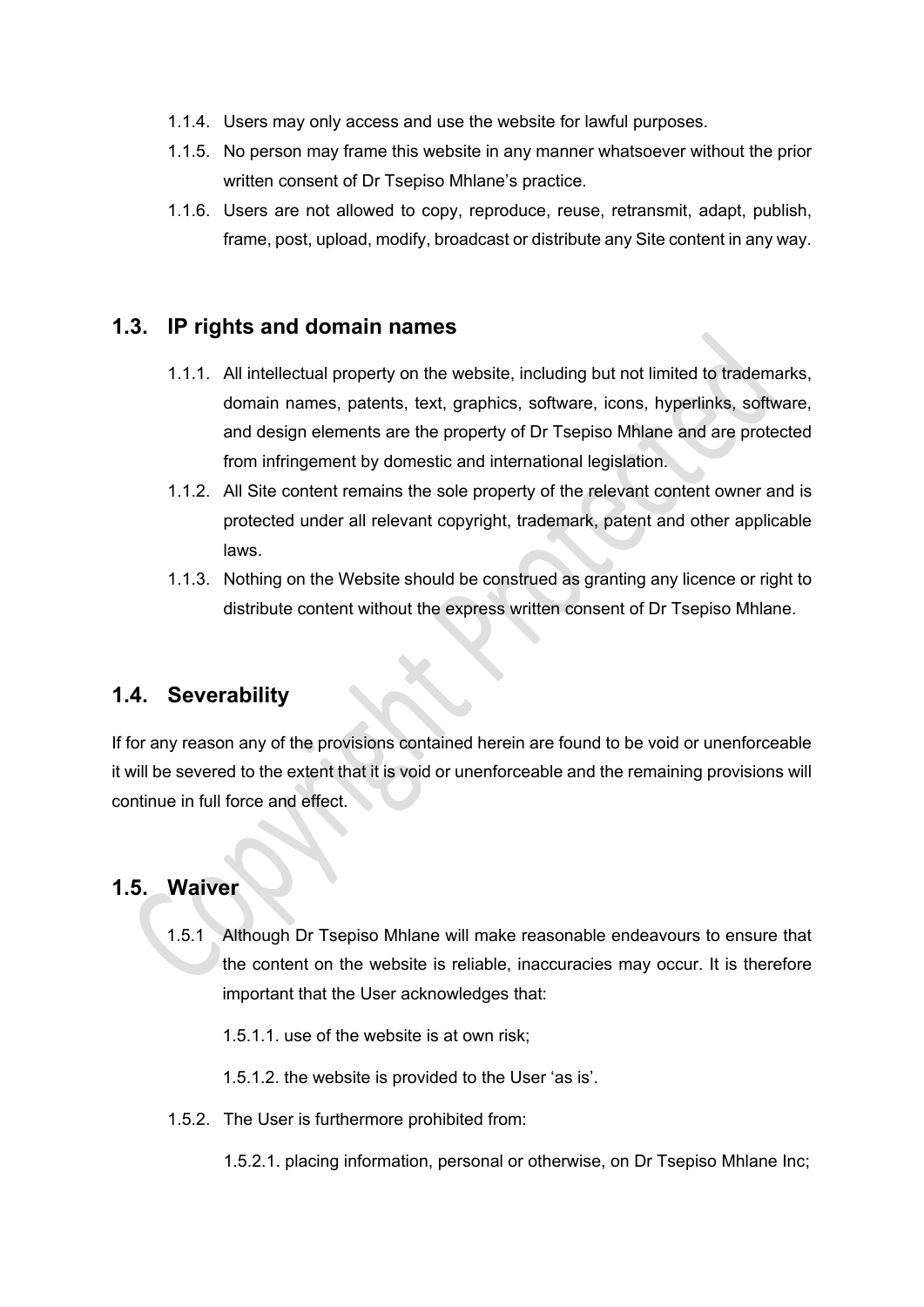1.1.4. Users may only access and use the website for lawful purposes.

1.1.5. No person may frame this website in any manner whatsoever without the prior written consent of Dr Tsepiso Mhlane's practice.

1.1.6. Users are not allowed to copy, reproduce, reuse, retransmit, adapt, publish, frame, post, upload, modify, broadcast or distribute any Site content in any way.

## 1.3. IP rights and domain names

1.1.1. All intellectual property on the website, including but not limited to trademarks, domain names, patents, text, graphics, software, icons, hyperlinks, software, and design elements are the property of Dr Tsepiso Mhlane and are protected from infringement by domestic and international legislation.

1.1.2. All Site content remains the sole property of the relevant content owner and is protected under all relevant copyright, trademark, patent and other applicable laws.

1.1.3. Nothing on the Website should be construed as granting any licence or right to distribute content without the express written consent of Dr Tsepiso Mhlane.

## 1.4. Severability

If for any reason any of the provisions contained herein are found to be void or unenforceable it will be severed to the extent that it is void or unenforceable and the remaining provisions will continue in full force and effect.

## 1.5. Waiver

1.5.1 Although Dr Tsepiso Mhlane will make reasonable endeavours to ensure that the content on the website is reliable, inaccuracies may occur. It is therefore important that the User acknowledges that:

1.5.1.1. use of the website is at own risk;

1.5.1.2. the website is provided to the User 'as is'.

1.5.2. The User is furthermore prohibited from:

1.5.2.1. placing information, personal or otherwise, on Dr Tsepiso Mhlane Inc;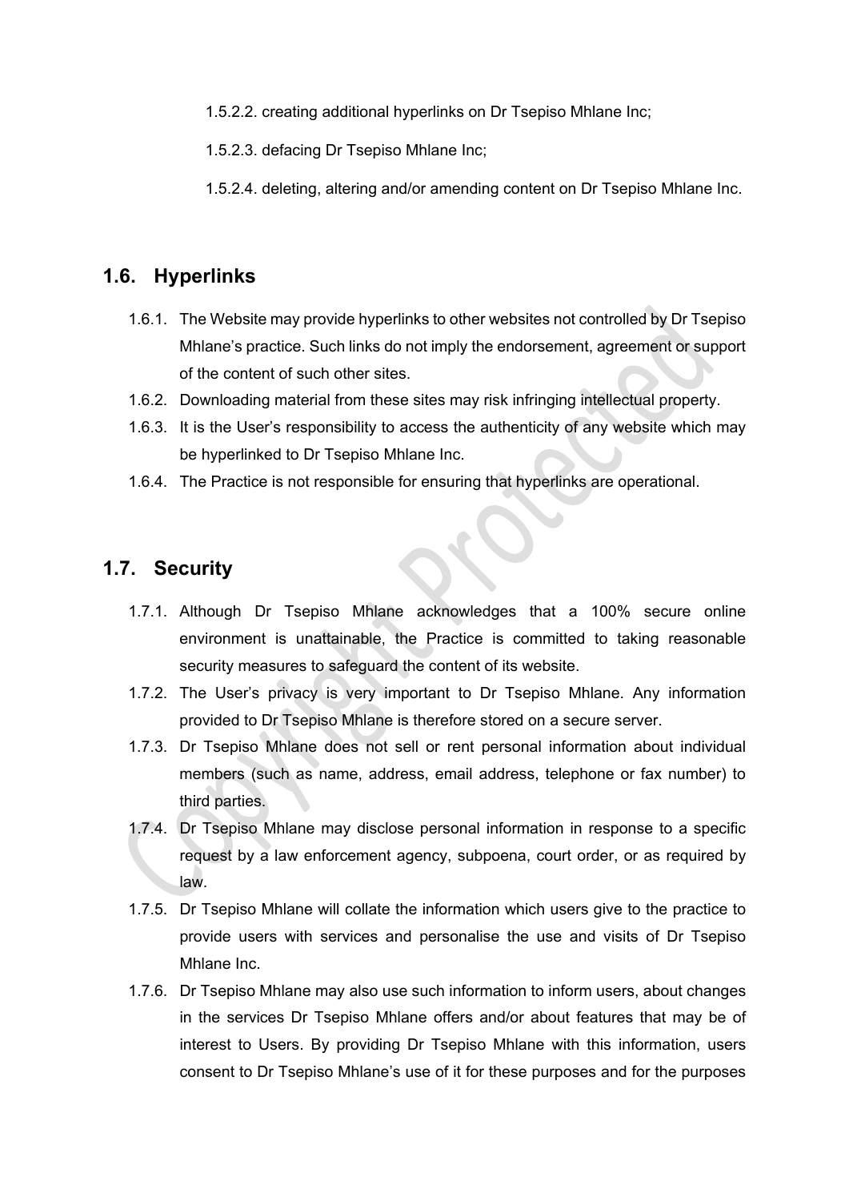1.5.2.2. creating additional hyperlinks on Dr Tsepiso Mhlane Inc;

1.5.2.3. defacing Dr Tsepiso Mhlane Inc;

1.5.2.4. deleting, altering and/or amending content on Dr Tsepiso Mhlane Inc.

## 1.6. Hyperlinks

1.6.1. The Website may provide hyperlinks to other websites not controlled by Dr Tsepiso Mhlane's practice. Such links do not imply the endorsement, agreement or support of the content of such other sites.

1.6.2. Downloading material from these sites may risk infringing intellectual property.

1.6.3. It is the User's responsibility to access the authenticity of any website which may be hyperlinked to Dr Tsepiso Mhlane Inc.

1.6.4. The Practice is not responsible for ensuring that hyperlinks are operational.

## 1.7. Security

1.7.1. Although Dr Tsepiso Mhlane acknowledges that a 100% secure online environment is unattainable, the Practice is committed to taking reasonable security measures to safeguard the content of its website.

1.7.2. The User's privacy is very important to Dr Tsepiso Mhlane. Any information provided to Dr Tsepiso Mhlane is therefore stored on a secure server.

1.7.3. Dr Tsepiso Mhlane does not sell or rent personal information about individual members (such as name, address, email address, telephone or fax number) to third parties.

1.7.4. Dr Tsepiso Mhlane may disclose personal information in response to a specific request by a law enforcement agency, subpoena, court order, or as required by law.

1.7.5. Dr Tsepiso Mhlane will collate the information which users give to the practice to provide users with services and personalise the use and visits of Dr Tsepiso Mhlane Inc.

1.7.6. Dr Tsepiso Mhlane may also use such information to inform users, about changes in the services Dr Tsepiso Mhlane offers and/or about features that may be of interest to Users. By providing Dr Tsepiso Mhlane with this information, users consent to Dr Tsepiso Mhlane's use of it for these purposes and for the purposes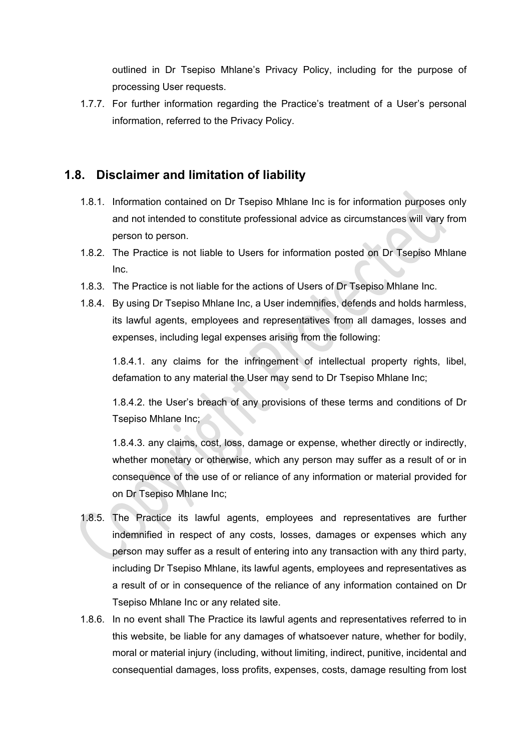outlined in Dr Tsepiso Mhlane's Privacy Policy, including for the purpose of processing User requests.

1.7.7. For further information regarding the Practice's treatment of a User's personal information, referred to the Privacy Policy.

## 1.8. Disclaimer and limitation of liability

1.8.1. Information contained on Dr Tsepiso Mhlane Inc is for information purposes only and not intended to constitute professional advice as circumstances will vary from person to person.

1.8.2. The Practice is not liable to Users for information posted on Dr Tsepiso Mhlane Inc.

1.8.3. The Practice is not liable for the actions of Users of Dr Tsepiso Mhlane Inc.

1.8.4. By using Dr Tsepiso Mhlane Inc, a User indemnifies, defends and holds harmless, its lawful agents, employees and representatives from all damages, losses and expenses, including legal expenses arising from the following:

1.8.4.1. any claims for the infringement of intellectual property rights, libel, defamation to any material the User may send to Dr Tsepiso Mhlane Inc;

1.8.4.2. the User's breach of any provisions of these terms and conditions of Dr Tsepiso Mhlane Inc;

1.8.4.3. any claims, cost, loss, damage or expense, whether directly or indirectly, whether monetary or otherwise, which any person may suffer as a result of or in consequence of the use of or reliance of any information or material provided for on Dr Tsepiso Mhlane Inc;

1.8.5. The Practice its lawful agents, employees and representatives are further indemnified in respect of any costs, losses, damages or expenses which any person may suffer as a result of entering into any transaction with any third party, including Dr Tsepiso Mhlane, its lawful agents, employees and representatives as a result of or in consequence of the reliance of any information contained on Dr Tsepiso Mhlane Inc or any related site.

1.8.6. In no event shall The Practice its lawful agents and representatives referred to in this website, be liable for any damages of whatsoever nature, whether for bodily, moral or material injury (including, without limiting, indirect, punitive, incidental and consequential damages, loss profits, expenses, costs, damage resulting from lost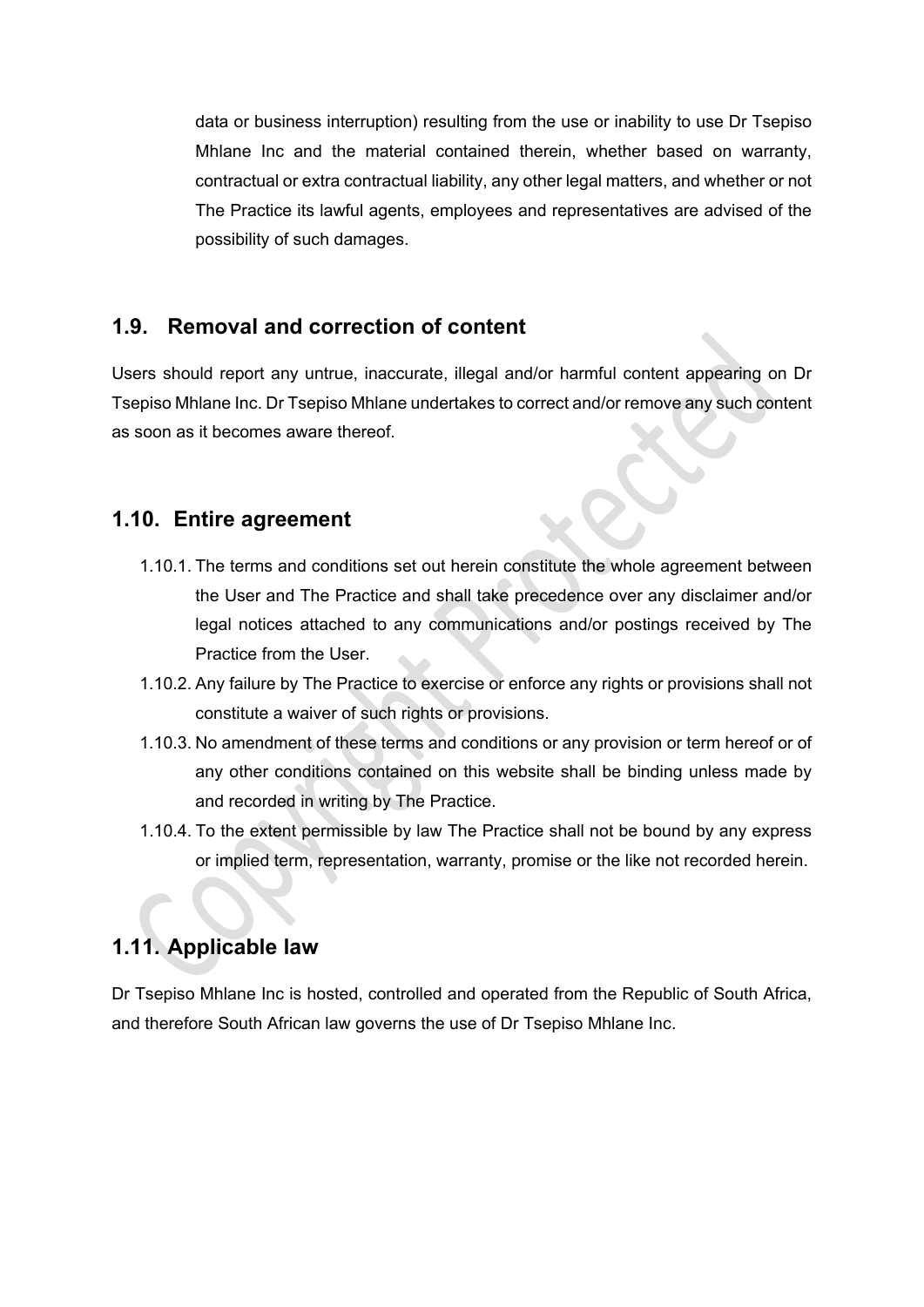data or business interruption) resulting from the use or inability to use Dr Tsepiso Mhlane Inc and the material contained therein, whether based on warranty, contractual or extra contractual liability, any other legal matters, and whether or not The Practice its lawful agents, employees and representatives are advised of the possibility of such damages.

## 1.9. Removal and correction of content

Users should report any untrue, inaccurate, illegal and/or harmful content appearing on Dr Tsepiso Mhlane Inc. Dr Tsepiso Mhlane undertakes to correct and/or remove any such content as soon as it becomes aware thereof.

## 1.10. Entire agreement

1.10.1. The terms and conditions set out herein constitute the whole agreement between the User and The Practice and shall take precedence over any disclaimer and/or legal notices attached to any communications and/or postings received by The Practice from the User.

1.10.2. Any failure by The Practice to exercise or enforce any rights or provisions shall not constitute a waiver of such rights or provisions.

1.10.3. No amendment of these terms and conditions or any provision or term hereof or of any other conditions contained on this website shall be binding unless made by and recorded in writing by The Practice.

1.10.4. To the extent permissible by law The Practice shall not be bound by any express or implied term, representation, warranty, promise or the like not recorded herein.

## 1.11. Applicable law

Dr Tsepiso Mhlane Inc is hosted, controlled and operated from the Republic of South Africa, and therefore South African law governs the use of Dr Tsepiso Mhlane Inc.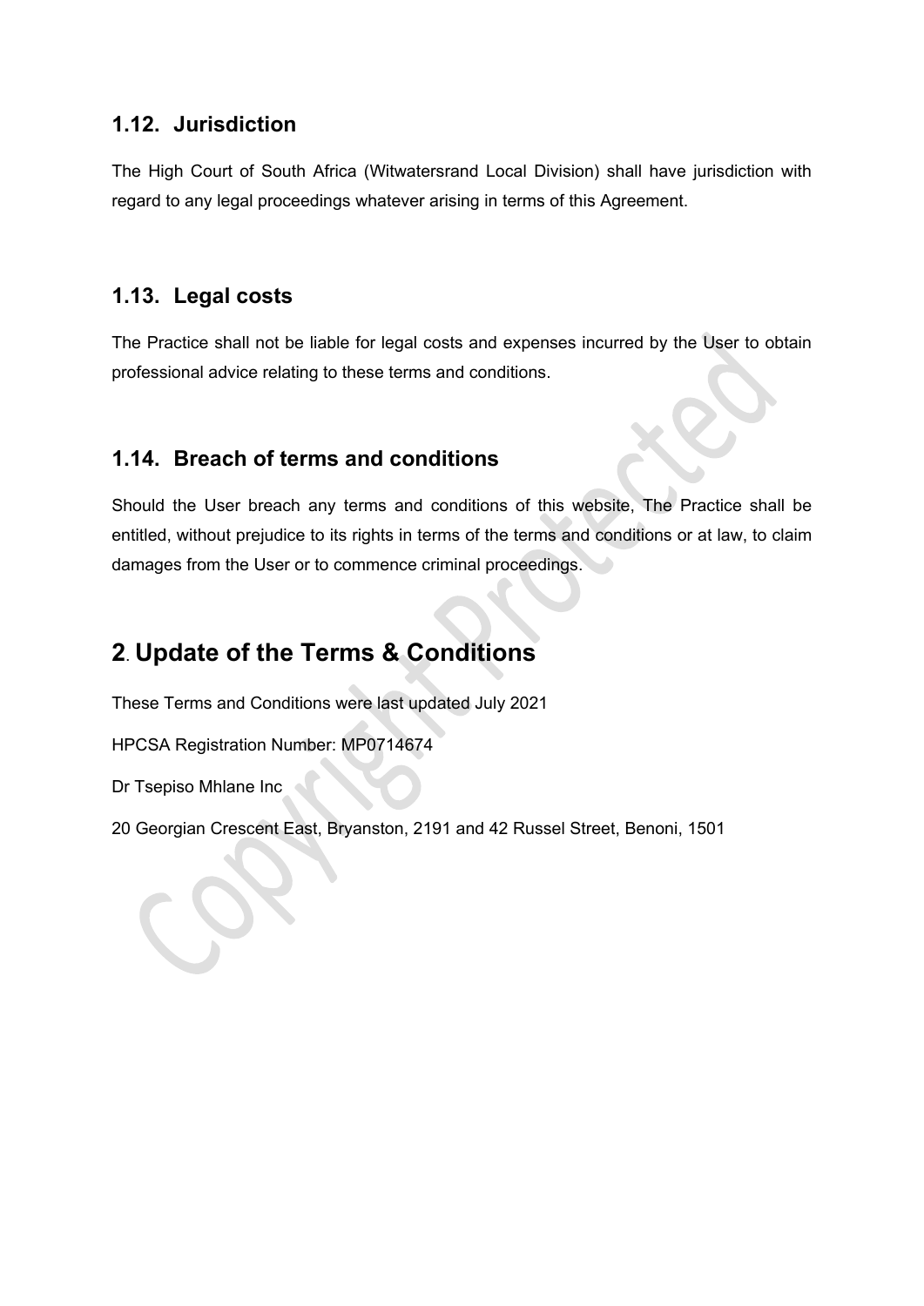### 1.12. Jurisdiction

The High Court of South Africa (Witwatersrand Local Division) shall have jurisdiction with regard to any legal proceedings whatever arising in terms of this Agreement.

### 1.13. Legal costs

The Practice shall not be liable for legal costs and expenses incurred by the User to obtain professional advice relating to these terms and conditions.

### 1.14. Breach of terms and conditions

Should the User breach any terms and conditions of this website, The Practice shall be entitled, without prejudice to its rights in terms of the terms and conditions or at law, to claim damages from the User or to commence criminal proceedings.

## 2. Update of the Terms & Conditions

These Terms and Conditions were last updated July 2021

HPCSA Registration Number: MP0714674

Dr Tsepiso Mhlane Inc

20 Georgian Crescent East, Bryanston, 2191 and 42 Russel Street, Benoni, 1501